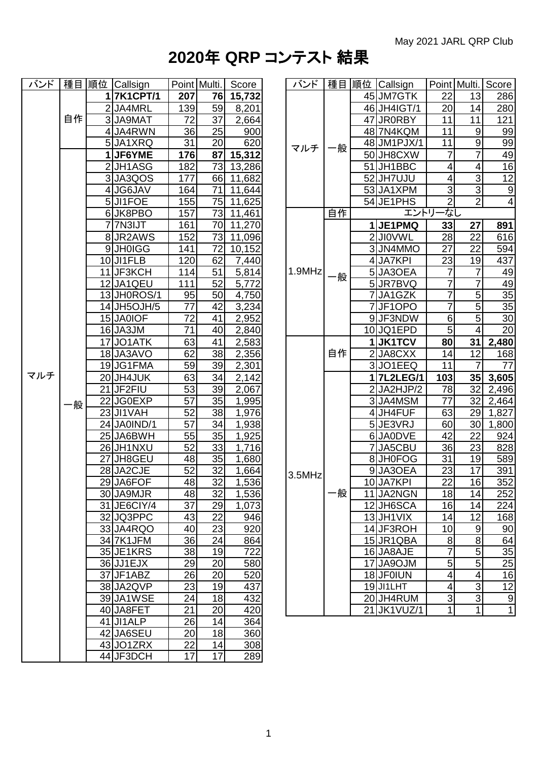May 2021 JARL QRP Club

# 2020年 QRP コンテスト 結果

| バンド | 種目 | 順位 | Callsign | Point | Multi. | Score |
|---|---|---|---|---|---|---|
| マルチ | 自作 | 1 | **7K1CPT/1** | **207** | **76** | **15,732** |
| | | 2 | JA4MRL | 139 | 59 | 8,201 |
| | | 3 | JA9MAT | 72 | 37 | 2,664 |
| | | 4 | JA4RWN | 36 | 25 | 900 |
| | | 5 | JA1XRQ | 31 | 20 | 620 |
| | 一般 | 1 | **JF6YME** | **176** | **87** | **15,312** |
| | | 2 | JH1ASG | 182 | 73 | 13,286 |
| | | 3 | JA3QOS | 177 | 66 | 11,682 |
| | | 4 | JG6JAV | 164 | 71 | 11,644 |
| | | 5 | JI1FOE | 155 | 75 | 11,625 |
| | | 6 | JK8PBO | 157 | 73 | 11,461 |
| | | 7 | 7N3IJT | 161 | 70 | 11,270 |
| | | 8 | JR2AWS | 152 | 73 | 11,096 |
| | | 9 | JH0IGG | 141 | 72 | 10,152 |
| | | 10 | JI1FLB | 120 | 62 | 7,440 |
| | | 11 | JF3KCH | 114 | 51 | 5,814 |
| | | 12 | JA1QEU | 111 | 52 | 5,772 |
| | | 13 | JH0ROS/1 | 95 | 50 | 4,750 |
| | | 14 | JH5OJH/5 | 77 | 42 | 3,234 |
| | | 15 | JA0IOF | 72 | 41 | 2,952 |
| | | 16 | JA3JM | 71 | 40 | 2,840 |
| | | 17 | JO1ATK | 63 | 41 | 2,583 |
| | | 18 | JA3AVO | 62 | 38 | 2,356 |
| | | 19 | JG1FMA | 59 | 39 | 2,301 |
| | | 20 | JH4JUK | 63 | 34 | 2,142 |
| | | 21 | JF2FIU | 53 | 39 | 2,067 |
| | | 22 | JG0EXP | 57 | 35 | 1,995 |
| | | 23 | JI1VAH | 52 | 38 | 1,976 |
| | | 24 | JA0IND/1 | 57 | 34 | 1,938 |
| | | 25 | JA6BWH | 55 | 35 | 1,925 |
| | | 26 | JH1NXU | 52 | 33 | 1,716 |
| | | 27 | JH8GEU | 48 | 35 | 1,680 |
| | | 28 | JA2CJE | 52 | 32 | 1,664 |
| | | 29 | JA6FOF | 48 | 32 | 1,536 |
| | | 30 | JA9MJR | 48 | 32 | 1,536 |
| | | 31 | JE6CIY/4 | 37 | 29 | 1,073 |
| | | 32 | JQ3PPC | 43 | 22 | 946 |
| | | 33 | JA4RQO | 40 | 23 | 920 |
| | | 34 | 7K1JFM | 36 | 24 | 864 |
| | | 35 | JE1KRS | 38 | 19 | 722 |
| | | 36 | JJ1EJX | 29 | 20 | 580 |
| | | 37 | JF1ABZ | 26 | 20 | 520 |
| | | 38 | JA2QVP | 23 | 19 | 437 |
| | | 39 | JA1WSE | 24 | 18 | 432 |
| | | 40 | JA8FET | 21 | 20 | 420 |
| | | 41 | JI1ALP | 26 | 14 | 364 |
| | | 42 | JA6SEU | 20 | 18 | 360 |
| | | 43 | JO1ZRX | 22 | 14 | 308 |
| | | 44 | JF3DCH | 17 | 17 | 289 |
| | | 45 | JM7GTK | 22 | 13 | 286 |
| | | 46 | JH4IGT/1 | 20 | 14 | 280 |
| | | 47 | JR0RBY | 11 | 11 | 121 |
| | | 48 | 7N4KQM | 11 | 9 | 99 |
| | | 48 | JM1PJX/1 | 11 | 9 | 99 |
| | | 50 | JH8CXW | 7 | 7 | 49 |
| | | 51 | JH1BBC | 4 | 4 | 16 |
| | | 52 | JH7UJU | 4 | 3 | 12 |
| | | 53 | JA1XPM | 3 | 3 | 9 |
| | | 54 | JE1PHS | 2 | 2 | 4 |
| 1.9MHz | 自作 | | エントリーなし | | | |
| | 一般 | 1 | **JE1PMQ** | **33** | **27** | **891** |
| | | 2 | JI0VWL | 28 | 22 | 616 |
| | | 3 | JN4MMO | 27 | 22 | 594 |
| | | 4 | JA7KPI | 23 | 19 | 437 |
| | | 5 | JA3OEA | 7 | 7 | 49 |
| | | 5 | JR7BVQ | 7 | 7 | 49 |
| | | 7 | JA1GZK | 7 | 5 | 35 |
| | | 7 | JF1OPO | 7 | 5 | 35 |
| | | 9 | JF3NDW | 6 | 5 | 30 |
| | | 10 | JQ1EPD | 5 | 4 | 20 |
| 3.5MHz | 自作 | 1 | **JK1TCV** | **80** | **31** | **2,480** |
| | | 2 | JA8CXX | 14 | 12 | 168 |
| | | 3 | JO1EEQ | 11 | 7 | 77 |
| | 一般 | 1 | **7L2LEG/1** | **103** | **35** | **3,605** |
| | | 2 | JA2HJP/2 | 78 | 32 | 2,496 |
| | | 3 | JA4MSM | 77 | 32 | 2,464 |
| | | 4 | JH4FUF | 63 | 29 | 1,827 |
| | | 5 | JE3VRJ | 60 | 30 | 1,800 |
| | | 6 | JA0DVE | 42 | 22 | 924 |
| | | 7 | JA5CBU | 36 | 23 | 828 |
| | | 8 | JH0FOG | 31 | 19 | 589 |
| | | 9 | JA3OEA | 23 | 17 | 391 |
| | | 10 | JA7KPI | 22 | 16 | 352 |
| | | 11 | JA2NGN | 18 | 14 | 252 |
| | | 12 | JH6SCA | 16 | 14 | 224 |
| | | 13 | JH1VIX | 14 | 12 | 168 |
| | | 14 | JF3ROH | 10 | 9 | 90 |
| | | 15 | JR1QBA | 8 | 8 | 64 |
| | | 16 | JA8AJE | 7 | 5 | 35 |
| | | 17 | JA9OJM | 5 | 5 | 25 |
| | | 18 | JF0IUN | 4 | 4 | 16 |
| | | 19 | JI1LHT | 4 | 3 | 12 |
| | | 20 | JH4RUM | 3 | 3 | 9 |
| | | 21 | JK1VUZ/1 | 1 | 1 | 1 |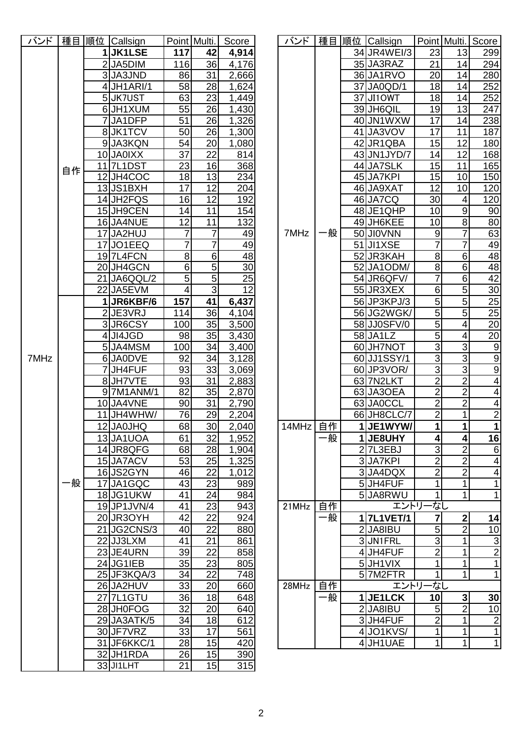| バンド | 種目 | 順位 | Callsign | Point | Multi. | Score |
|---|---|---|---|---|---|---|
| 7MHz | 自作 | 1 | **JK1LSE** | **117** | **42** | **4,914** |
| | | 2 | JA5DIM | 116 | 36 | 4,176 |
| | | 3 | JA3JND | 86 | 31 | 2,666 |
| | | 4 | JH1ARI/1 | 58 | 28 | 1,624 |
| | | 5 | JK7UST | 63 | 23 | 1,449 |
| | | 6 | JH1XUM | 55 | 26 | 1,430 |
| | | 7 | JA1DFP | 51 | 26 | 1,326 |
| | | 8 | JK1TCV | 50 | 26 | 1,300 |
| | | 9 | JA3KQN | 54 | 20 | 1,080 |
| | | 10 | JA0IXX | 37 | 22 | 814 |
| | | 11 | 7L1DST | 23 | 16 | 368 |
| | | 12 | JH4COC | 18 | 13 | 234 |
| | | 13 | JS1BXH | 17 | 12 | 204 |
| | | 14 | JH2FQS | 16 | 12 | 192 |
| | | 15 | JH9CEN | 14 | 11 | 154 |
| | | 16 | JA4NUE | 12 | 11 | 132 |
| | | 17 | JA2HUJ | 7 | 7 | 49 |
| | | 17 | JO1EEQ | 7 | 7 | 49 |
| | | 19 | 7L4FCN | 8 | 6 | 48 |
| | | 20 | JH4GCN | 6 | 5 | 30 |
| | | 21 | JA6QQL/2 | 5 | 5 | 25 |
| | | 22 | JA5EVM | 4 | 3 | 12 |
| | 一般 | 1 | **JR6KBF/6** | **157** | **41** | **6,437** |
| | | 2 | JE3VRJ | 114 | 36 | 4,104 |
| | | 3 | JR6CSY | 100 | 35 | 3,500 |
| | | 4 | JI4JGD | 98 | 35 | 3,430 |
| | | 5 | JA4MSM | 100 | 34 | 3,400 |
| | | 6 | JA0DVE | 92 | 34 | 3,128 |
| | | 7 | JH4FUF | 93 | 33 | 3,069 |
| | | 8 | JH7VTE | 93 | 31 | 2,883 |
| | | 9 | 7M1ANM/1 | 82 | 35 | 2,870 |
| | | 10 | JA4VNE | 90 | 31 | 2,790 |
| | | 11 | JH4WHW/ | 76 | 29 | 2,204 |
| | | 12 | JA0JHQ | 68 | 30 | 2,040 |
| | | 13 | JA1UOA | 61 | 32 | 1,952 |
| | | 14 | JR8QFG | 68 | 28 | 1,904 |
| | | 15 | JA7ACV | 53 | 25 | 1,325 |
| | | 16 | JS2GYN | 46 | 22 | 1,012 |
| | | 17 | JA1GQC | 43 | 23 | 989 |
| | | 18 | JG1UKW | 41 | 24 | 984 |
| | | 19 | JP1JVN/4 | 41 | 23 | 943 |
| | | 20 | JR3OYH | 42 | 22 | 924 |
| | | 21 | JG2CNS/3 | 40 | 22 | 880 |
| | | 22 | JJ3LXM | 41 | 21 | 861 |
| | | 23 | JE4URN | 39 | 22 | 858 |
| | | 24 | JG1IEB | 35 | 23 | 805 |
| | | 25 | JF3KQA/3 | 34 | 22 | 748 |
| | | 26 | JA2HUV | 33 | 20 | 660 |
| | | 27 | 7L1GTU | 36 | 18 | 648 |
| | | 28 | JH0FOG | 32 | 20 | 640 |
| | | 29 | JA3ATK/5 | 34 | 18 | 612 |
| | | 30 | JF7VRZ | 33 | 17 | 561 |
| | | 31 | JF6KKC/1 | 28 | 15 | 420 |
| | | 32 | JH1RDA | 26 | 15 | 390 |
| | | 33 | JI1LHT | 21 | 15 | 315 |
| | | 34 | JR4WEI/3 | 23 | 13 | 299 |
| | | 35 | JA3RAZ | 21 | 14 | 294 |
| | | 36 | JA1RVO | 20 | 14 | 280 |
| | | 37 | JA0QD/1 | 18 | 14 | 252 |
| | | 37 | JI1OWT | 18 | 14 | 252 |
| | | 39 | JH6QIL | 19 | 13 | 247 |
| | | 40 | JN1WXW | 17 | 14 | 238 |
| | | 41 | JA3VOV | 17 | 11 | 187 |
| | | 42 | JR1QBA | 15 | 12 | 180 |
| | | 43 | JN1JYD/7 | 14 | 12 | 168 |
| | | 44 | JA7SLK | 15 | 11 | 165 |
| | | 45 | JA7KPI | 15 | 10 | 150 |
| | | 46 | JA9XAT | 12 | 10 | 120 |
| | | 46 | JA7CQ | 30 | 4 | 120 |
| | | 48 | JE1QHP | 10 | 9 | 90 |
| | | 49 | JH6KEE | 10 | 8 | 80 |
| | | 50 | JI0VNN | 9 | 7 | 63 |
| | | 51 | JI1XSE | 7 | 7 | 49 |
| | | 52 | JR3KAH | 8 | 6 | 48 |
| | | 52 | JA1ODM/ | 8 | 6 | 48 |
| | | 54 | JR6QFV/ | 7 | 6 | 42 |
| | | 55 | JR3XEX | 6 | 5 | 30 |
| | | 56 | JP3KPJ/3 | 5 | 5 | 25 |
| | | 56 | JG2WGK/ | 5 | 5 | 25 |
| | | 58 | JJ0SFV/0 | 5 | 4 | 20 |
| | | 58 | JA1LZ | 5 | 4 | 20 |
| | | 60 | JH7NOT | 3 | 3 | 9 |
| | | 60 | JJ1SSY/1 | 3 | 3 | 9 |
| | | 60 | JP3VOR/ | 3 | 3 | 9 |
| | | 63 | 7N2LKT | 2 | 2 | 4 |
| | | 63 | JA3OEA | 2 | 2 | 4 |
| | | 63 | JA0CCL | 2 | 2 | 4 |
| | | 66 | JH8CLC/7 | 2 | 1 | 2 |
| 14MHz | 自作 | 1 | **JE1WYW/** | **1** | **1** | **1** |
| | 一般 | 1 | **JE8UHY** | **4** | **4** | **16** |
| | | 2 | 7L3EBJ | 3 | 2 | 6 |
| | | 3 | JA7KPI | 2 | 2 | 4 |
| | | 3 | JA4DQX | 2 | 2 | 4 |
| | | 5 | JH4FUF | 1 | 1 | 1 |
| | | 5 | JA8RWU | 1 | 1 | 1 |
| 21MHz | 自作 | | エントリーなし | | | |
| | 一般 | 1 | **7L1VET/1** | **7** | **2** | **14** |
| | | 2 | JA8IBU | 5 | 2 | 10 |
| | | 3 | JN1FRL | 3 | 1 | 3 |
| | | 4 | JH4FUF | 2 | 1 | 2 |
| | | 5 | JH1VIX | 1 | 1 | 1 |
| | | 5 | 7M2FTR | 1 | 1 | 1 |
| 28MHz | 自作 | | エントリーなし | | | |
| | 一般 | 1 | **JE1LCK** | **10** | **3** | **30** |
| | | 2 | JA8IBU | 5 | 2 | 10 |
| | | 3 | JH4FUF | 2 | 1 | 2 |
| | | 4 | JO1KVS/ | 1 | 1 | 1 |
| | | 4 | JH1UAE | 1 | 1 | 1 |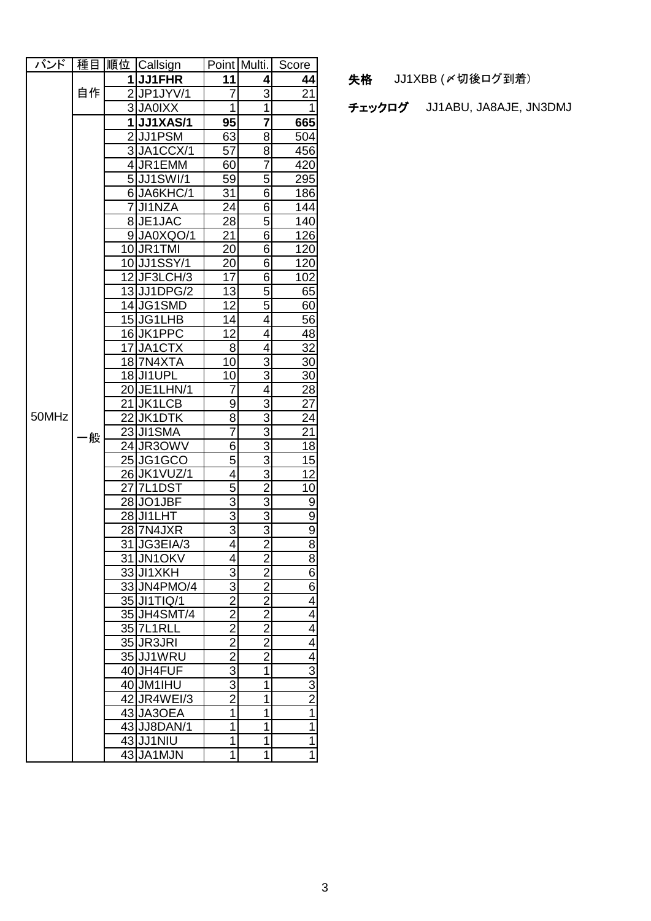| バンド | 種目 | 順位 | Callsign | Point | Multi. | Score |
|---|---|---|---|---|---|---|
| 50MHz | 自作 | 1 | **JJ1FHR** | **11** | **4** | **44** |
| | | 2 | JP1JYV/1 | 7 | 3 | 21 |
| | | 3 | JA0IXX | 1 | 1 | 1 |
| | 一般 | 1 | **JJ1XAS/1** | **95** | **7** | **665** |
| | | 2 | JJ1PSM | 63 | 8 | 504 |
| | | 3 | JA1CCX/1 | 57 | 8 | 456 |
| | | 4 | JR1EMM | 60 | 7 | 420 |
| | | 5 | JJ1SWI/1 | 59 | 5 | 295 |
| | | 6 | JA6KHC/1 | 31 | 6 | 186 |
| | | 7 | JI1NZA | 24 | 6 | 144 |
| | | 8 | JE1JAC | 28 | 5 | 140 |
| | | 9 | JA0XQO/1 | 21 | 6 | 126 |
| | | 10 | JR1TMI | 20 | 6 | 120 |
| | | 10 | JJ1SSY/1 | 20 | 6 | 120 |
| | | 12 | JF3LCH/3 | 17 | 6 | 102 |
| | | 13 | JJ1DPG/2 | 13 | 5 | 65 |
| | | 14 | JG1SMD | 12 | 5 | 60 |
| | | 15 | JG1LHB | 14 | 4 | 56 |
| | | 16 | JK1PPC | 12 | 4 | 48 |
| | | 17 | JA1CTX | 8 | 4 | 32 |
| | | 18 | 7N4XTA | 10 | 3 | 30 |
| | | 18 | JI1UPL | 10 | 3 | 30 |
| | | 20 | JE1LHN/1 | 7 | 4 | 28 |
| | | 21 | JK1LCB | 9 | 3 | 27 |
| | | 22 | JK1DTK | 8 | 3 | 24 |
| | | 23 | JI1SMA | 7 | 3 | 21 |
| | | 24 | JR3OWV | 6 | 3 | 18 |
| | | 25 | JG1GCO | 5 | 3 | 15 |
| | | 26 | JK1VUZ/1 | 4 | 3 | 12 |
| | | 27 | 7L1DST | 5 | 2 | 10 |
| | | 28 | JO1JBF | 3 | 3 | 9 |
| | | 28 | JI1LHT | 3 | 3 | 9 |
| | | 28 | 7N4JXR | 3 | 3 | 9 |
| | | 31 | JG3EIA/3 | 4 | 2 | 8 |
| | | 31 | JN1OKV | 4 | 2 | 8 |
| | | 33 | JI1XKH | 3 | 2 | 6 |
| | | 33 | JN4PMO/4 | 3 | 2 | 6 |
| | | 35 | JI1TIQ/1 | 2 | 2 | 4 |
| | | 35 | JH4SMT/4 | 2 | 2 | 4 |
| | | 35 | 7L1RLL | 2 | 2 | 4 |
| | | 35 | JR3JRI | 2 | 2 | 4 |
| | | 35 | JJ1WRU | 2 | 2 | 4 |
| | | 40 | JH4FUF | 3 | 1 | 3 |
| | | 40 | JM1IHU | 3 | 1 | 3 |
| | | 42 | JR4WEI/3 | 2 | 1 | 2 |
| | | 43 | JA3OEA | 1 | 1 | 1 |
| | | 43 | JJ8DAN/1 | 1 | 1 | 1 |
| | | 43 | JJ1NIU | 1 | 1 | 1 |
| | | 43 | JA1MJN | 1 | 1 | 1 |

**失格**　JJ1XBB (〆切後ログ到着）

**チェックログ**　JJ1ABU, JA8AJE, JN3DMJ